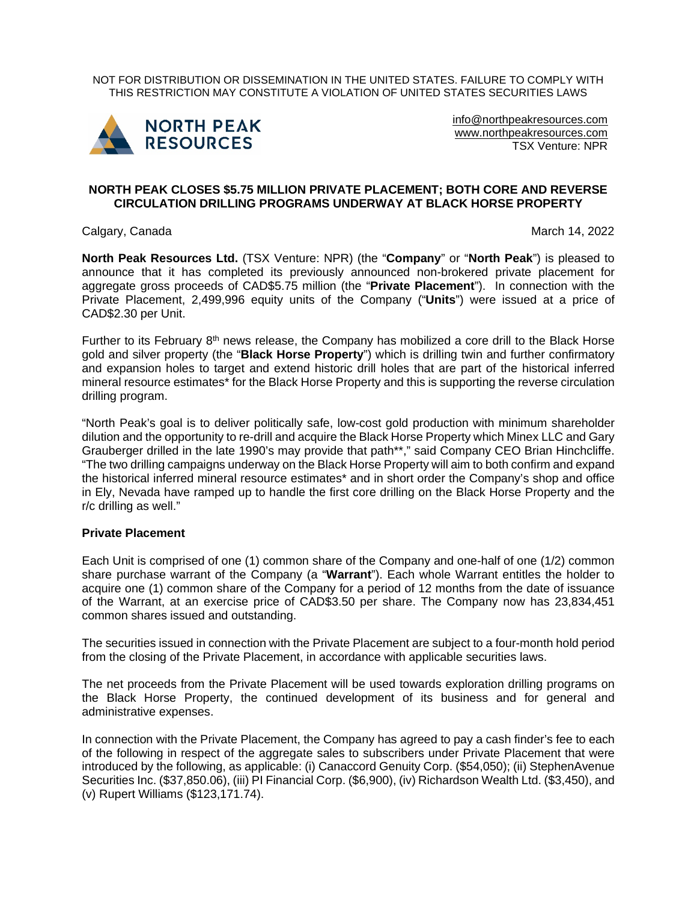NOT FOR DISTRIBUTION OR DISSEMINATION IN THE UNITED STATES. FAILURE TO COMPLY WITH THIS RESTRICTION MAY CONSTITUTE A VIOLATION OF UNITED STATES SECURITIES LAWS

NORTH PEAK RESOURCES

info@northpeakresources.com
www.northpeakresources.com
TSX Venture: NPR

# NORTH PEAK CLOSES $5.75 MILLION PRIVATE PLACEMENT; BOTH CORE AND REVERSE CIRCULATION DRILLING PROGRAMS UNDERWAY AT BLACK HORSE PROPERTY

Calgary, Canada — March 14, 2022

**North Peak Resources Ltd.** (TSX Venture: NPR) (the "**Company**" or "**North Peak**") is pleased to announce that it has completed its previously announced non-brokered private placement for aggregate gross proceeds of CAD$5.75 million (the "**Private Placement**"). In connection with the Private Placement, 2,499,996 equity units of the Company ("**Units**") were issued at a price of CAD$2.30 per Unit.

Further to its February 8th news release, the Company has mobilized a core drill to the Black Horse gold and silver property (the "**Black Horse Property**") which is drilling twin and further confirmatory and expansion holes to target and extend historic drill holes that are part of the historical inferred mineral resource estimates* for the Black Horse Property and this is supporting the reverse circulation drilling program.

"North Peak's goal is to deliver politically safe, low-cost gold production with minimum shareholder dilution and the opportunity to re-drill and acquire the Black Horse Property which Minex LLC and Gary Grauberger drilled in the late 1990's may provide that path**," said Company CEO Brian Hinchcliffe. "The two drilling campaigns underway on the Black Horse Property will aim to both confirm and expand the historical inferred mineral resource estimates* and in short order the Company's shop and office in Ely, Nevada have ramped up to handle the first core drilling on the Black Horse Property and the r/c drilling as well."

## Private Placement

Each Unit is comprised of one (1) common share of the Company and one-half of one (1/2) common share purchase warrant of the Company (a "**Warrant**"). Each whole Warrant entitles the holder to acquire one (1) common share of the Company for a period of 12 months from the date of issuance of the Warrant, at an exercise price of CAD$3.50 per share. The Company now has 23,834,451 common shares issued and outstanding.

The securities issued in connection with the Private Placement are subject to a four-month hold period from the closing of the Private Placement, in accordance with applicable securities laws.

The net proceeds from the Private Placement will be used towards exploration drilling programs on the Black Horse Property, the continued development of its business and for general and administrative expenses.

In connection with the Private Placement, the Company has agreed to pay a cash finder's fee to each of the following in respect of the aggregate sales to subscribers under Private Placement that were introduced by the following, as applicable: (i) Canaccord Genuity Corp. ($54,050); (ii) StephenAvenue Securities Inc. ($37,850.06), (iii) PI Financial Corp. ($6,900), (iv) Richardson Wealth Ltd. ($3,450), and (v) Rupert Williams ($123,171.74).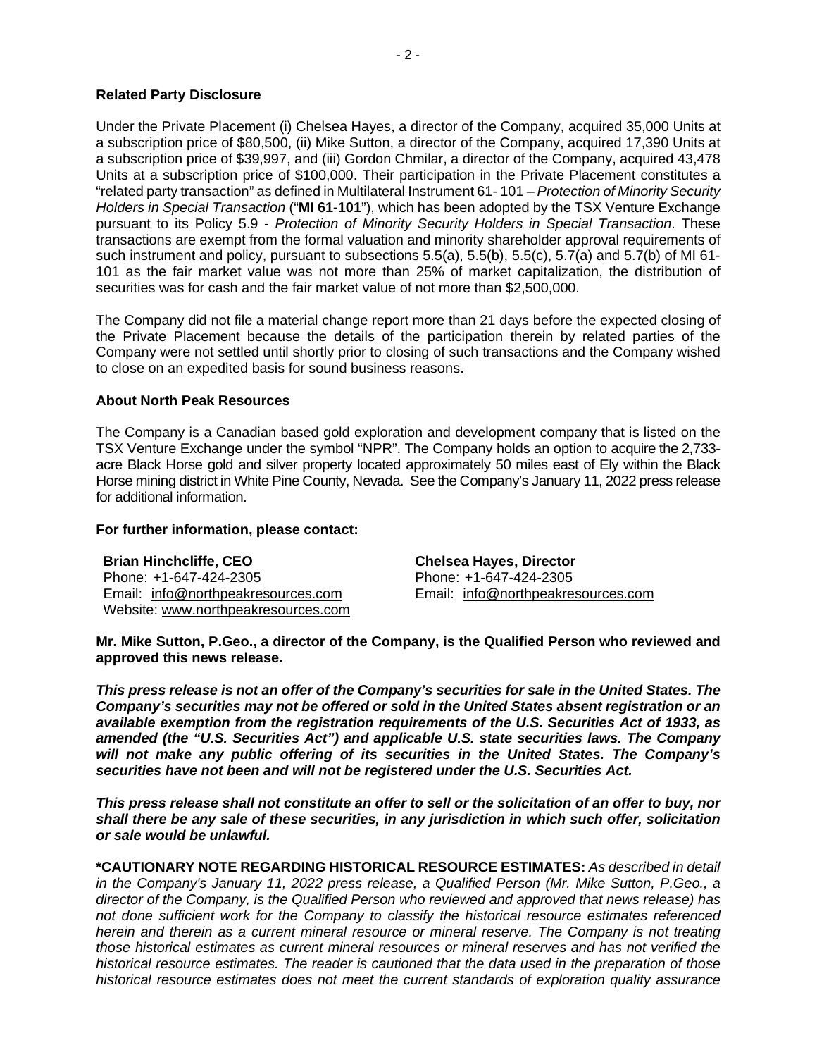**Related Party Disclosure**

Under the Private Placement (i) Chelsea Hayes, a director of the Company, acquired 35,000 Units at a subscription price of $80,500, (ii) Mike Sutton, a director of the Company, acquired 17,390 Units at a subscription price of $39,997, and (iii) Gordon Chmilar, a director of the Company, acquired 43,478 Units at a subscription price of $100,000. Their participation in the Private Placement constitutes a "related party transaction" as defined in Multilateral Instrument 61- 101 – *Protection of Minority Security Holders in Special Transaction* ("**MI 61-101**"), which has been adopted by the TSX Venture Exchange pursuant to its Policy 5.9 - *Protection of Minority Security Holders in Special Transaction*. These transactions are exempt from the formal valuation and minority shareholder approval requirements of such instrument and policy, pursuant to subsections 5.5(a), 5.5(b), 5.5(c), 5.7(a) and 5.7(b) of MI 61-101 as the fair market value was not more than 25% of market capitalization, the distribution of securities was for cash and the fair market value of not more than $2,500,000.

The Company did not file a material change report more than 21 days before the expected closing of the Private Placement because the details of the participation therein by related parties of the Company were not settled until shortly prior to closing of such transactions and the Company wished to close on an expedited basis for sound business reasons.

**About North Peak Resources**

The Company is a Canadian based gold exploration and development company that is listed on the TSX Venture Exchange under the symbol "NPR". The Company holds an option to acquire the 2,733-acre Black Horse gold and silver property located approximately 50 miles east of Ely within the Black Horse mining district in White Pine County, Nevada. See the Company's January 11, 2022 press release for additional information.

**For further information, please contact:**

**Brian Hinchcliffe, CEO**
Phone: +1-647-424-2305
Email: info@northpeakresources.com
Website: www.northpeakresources.com

**Chelsea Hayes, Director**
Phone: +1-647-424-2305
Email: info@northpeakresources.com

**Mr. Mike Sutton, P.Geo., a director of the Company, is the Qualified Person who reviewed and approved this news release.**

***This press release is not an offer of the Company's securities for sale in the United States. The Company's securities may not be offered or sold in the United States absent registration or an available exemption from the registration requirements of the U.S. Securities Act of 1933, as amended (the "U.S. Securities Act") and applicable U.S. state securities laws. The Company will not make any public offering of its securities in the United States. The Company's securities have not been and will not be registered under the U.S. Securities Act.***

***This press release shall not constitute an offer to sell or the solicitation of an offer to buy, nor shall there be any sale of these securities, in any jurisdiction in which such offer, solicitation or sale would be unlawful.***

**\*CAUTIONARY NOTE REGARDING HISTORICAL RESOURCE ESTIMATES:** *As described in detail in the Company's January 11, 2022 press release, a Qualified Person (Mr. Mike Sutton, P.Geo., a director of the Company, is the Qualified Person who reviewed and approved that news release) has not done sufficient work for the Company to classify the historical resource estimates referenced herein and therein as a current mineral resource or mineral reserve. The Company is not treating those historical estimates as current mineral resources or mineral reserves and has not verified the historical resource estimates. The reader is cautioned that the data used in the preparation of those historical resource estimates does not meet the current standards of exploration quality assurance*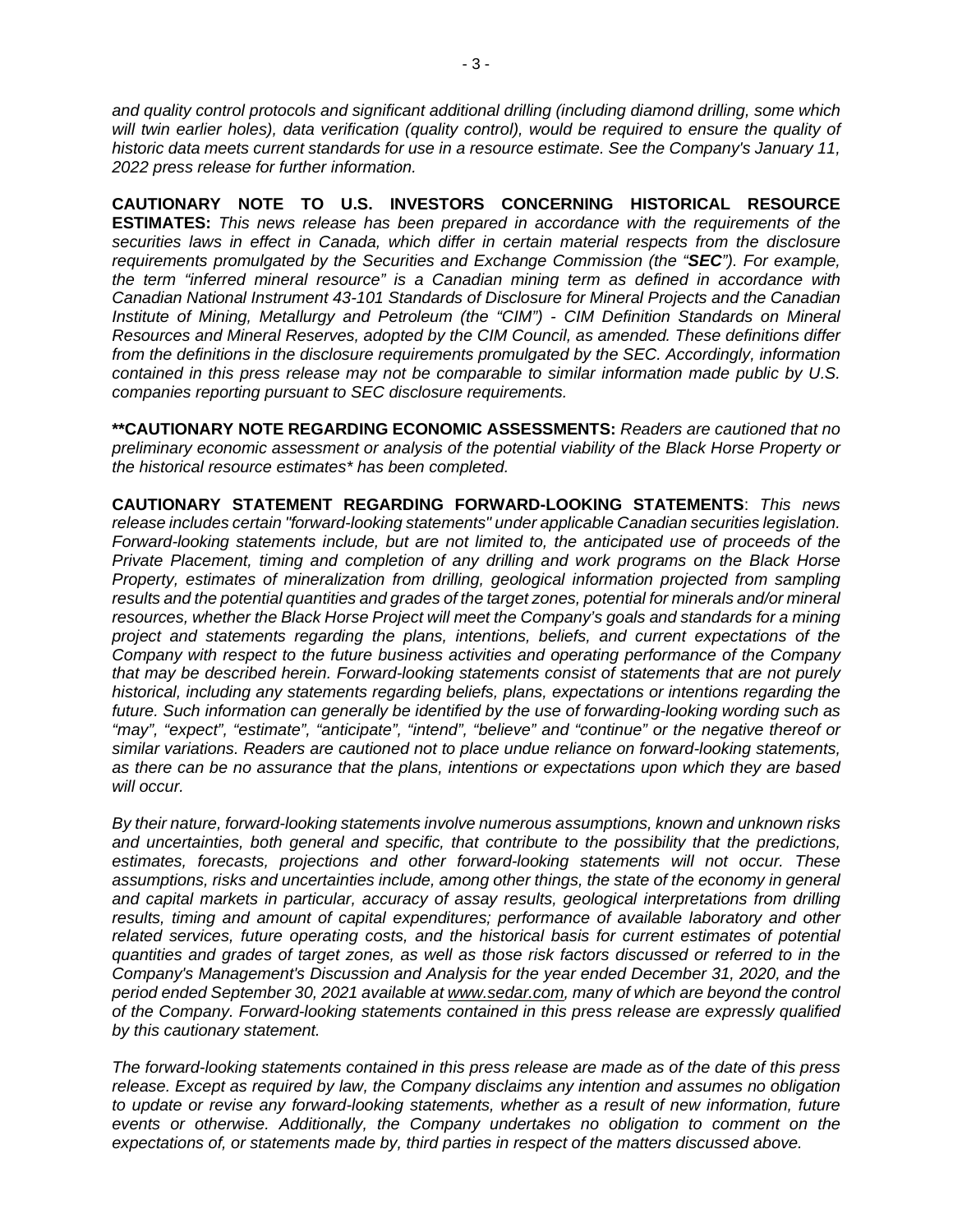*and quality control protocols and significant additional drilling (including diamond drilling, some which will twin earlier holes), data verification (quality control), would be required to ensure the quality of historic data meets current standards for use in a resource estimate. See the Company's January 11, 2022 press release for further information.*

**CAUTIONARY NOTE TO U.S. INVESTORS CONCERNING HISTORICAL RESOURCE ESTIMATES:** *This news release has been prepared in accordance with the requirements of the securities laws in effect in Canada, which differ in certain material respects from the disclosure requirements promulgated by the Securities and Exchange Commission (the "**SEC**"). For example, the term "inferred mineral resource" is a Canadian mining term as defined in accordance with Canadian National Instrument 43-101 Standards of Disclosure for Mineral Projects and the Canadian Institute of Mining, Metallurgy and Petroleum (the "CIM") - CIM Definition Standards on Mineral Resources and Mineral Reserves, adopted by the CIM Council, as amended. These definitions differ from the definitions in the disclosure requirements promulgated by the SEC. Accordingly, information contained in this press release may not be comparable to similar information made public by U.S. companies reporting pursuant to SEC disclosure requirements.*

**\*\*CAUTIONARY NOTE REGARDING ECONOMIC ASSESSMENTS:** *Readers are cautioned that no preliminary economic assessment or analysis of the potential viability of the Black Horse Property or the historical resource estimates\* has been completed.*

**CAUTIONARY STATEMENT REGARDING FORWARD-LOOKING STATEMENTS**: *This news release includes certain "forward-looking statements" under applicable Canadian securities legislation. Forward-looking statements include, but are not limited to, the anticipated use of proceeds of the Private Placement, timing and completion of any drilling and work programs on the Black Horse Property, estimates of mineralization from drilling, geological information projected from sampling results and the potential quantities and grades of the target zones, potential for minerals and/or mineral resources, whether the Black Horse Project will meet the Company's goals and standards for a mining project and statements regarding the plans, intentions, beliefs, and current expectations of the Company with respect to the future business activities and operating performance of the Company that may be described herein. Forward-looking statements consist of statements that are not purely historical, including any statements regarding beliefs, plans, expectations or intentions regarding the future. Such information can generally be identified by the use of forwarding-looking wording such as "may", "expect", "estimate", "anticipate", "intend", "believe" and "continue" or the negative thereof or similar variations. Readers are cautioned not to place undue reliance on forward-looking statements, as there can be no assurance that the plans, intentions or expectations upon which they are based will occur.*

*By their nature, forward-looking statements involve numerous assumptions, known and unknown risks and uncertainties, both general and specific, that contribute to the possibility that the predictions, estimates, forecasts, projections and other forward-looking statements will not occur. These assumptions, risks and uncertainties include, among other things, the state of the economy in general and capital markets in particular, accuracy of assay results, geological interpretations from drilling results, timing and amount of capital expenditures; performance of available laboratory and other related services, future operating costs, and the historical basis for current estimates of potential quantities and grades of target zones, as well as those risk factors discussed or referred to in the Company's Management's Discussion and Analysis for the year ended December 31, 2020, and the period ended September 30, 2021 available at www.sedar.com, many of which are beyond the control of the Company. Forward-looking statements contained in this press release are expressly qualified by this cautionary statement.*

*The forward-looking statements contained in this press release are made as of the date of this press release. Except as required by law, the Company disclaims any intention and assumes no obligation to update or revise any forward-looking statements, whether as a result of new information, future events or otherwise. Additionally, the Company undertakes no obligation to comment on the expectations of, or statements made by, third parties in respect of the matters discussed above.*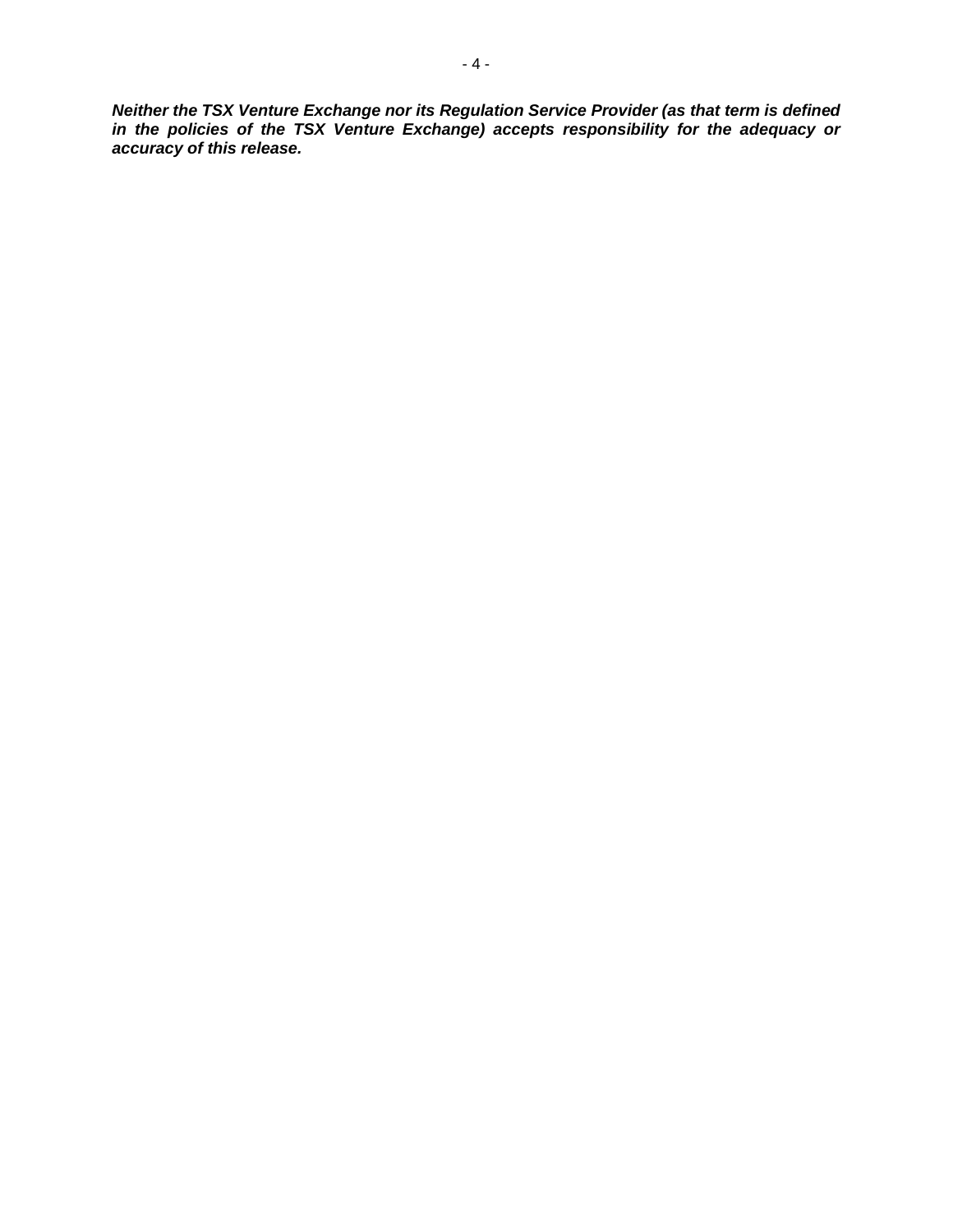***Neither the TSX Venture Exchange nor its Regulation Service Provider (as that term is defined in the policies of the TSX Venture Exchange) accepts responsibility for the adequacy or accuracy of this release.***